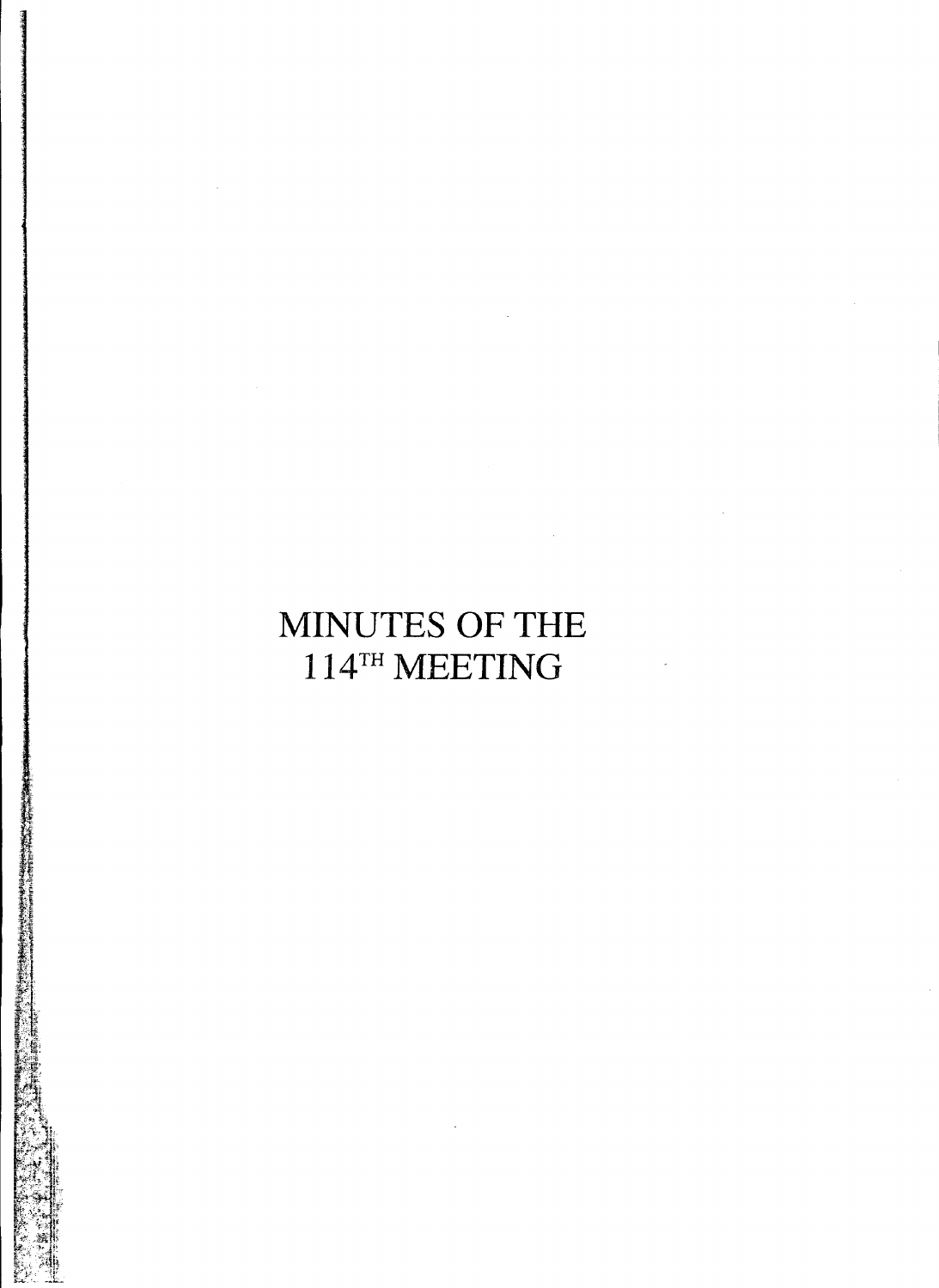# MINUTES OF THE 114TH MEETING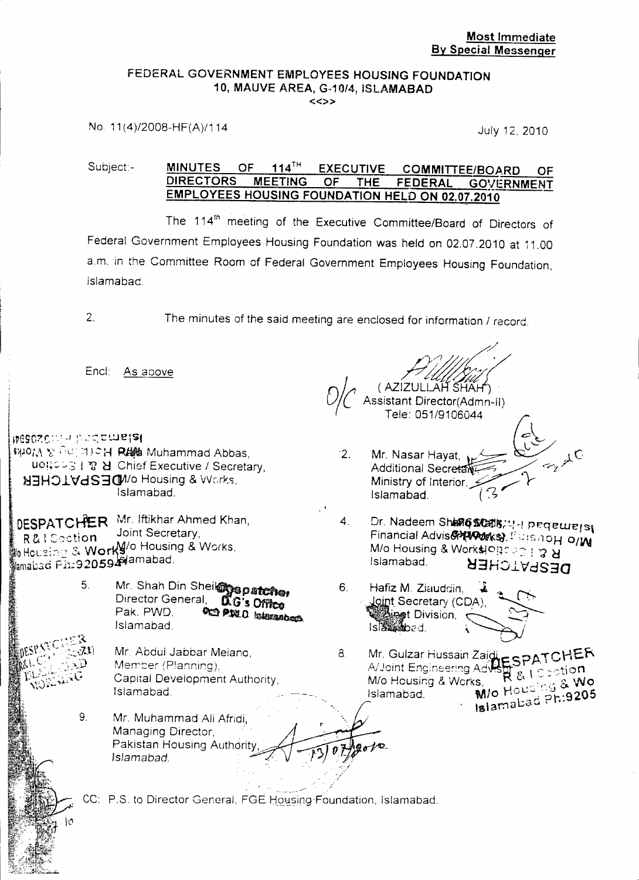**Most Immediate**
**By Special Messenger**

FEDERAL GOVERNMENT EMPLOYEES HOUSING FOUNDATION
10, MAUVE AREA, G-10/4, ISLAMABAD
<<>>

No. 11(4)/2008-HF(A)/114 July 12, 2010

Subject:- **MINUTES OF 114[TH] EXECUTIVE COMMITTEE/BOARD OF DIRECTORS MEETING OF THE FEDERAL GOVERNMENT EMPLOYEES HOUSING FOUNDATION HELD ON 02.07.2010**

The 114[th] meeting of the Executive Committee/Board of Directors of Federal Government Employees Housing Foundation was held on 02.07.2010 at 11.00 a.m. in the Committee Room of Federal Government Employees Housing Foundation, Islamabad.

2. The minutes of the said meeting are enclosed for information / record.

Encl: As above

O/C
(AZIZULLAH SHAH)
Assistant Director(Admn-II)
Tele: 051/9106044

1. Raja Muhammad Abbas, Chief Executive / Secretary, M/o Housing & Works, Islamabad.
2. Mr. Nasar Hayat, Additional Secretary, Ministry of Interior, Islamabad.
3. Mr. Iftikhar Ahmed Khan, Joint Secretary, M/o Housing & Works, Islamabad.
4. Dr. Nadeem Shafiq Malik, Financial Advisor (Works), M/o Housing & Works, Islamabad.
5. Mr. Shah Din Sheikh, Director General, Pak. PWD, Islamabad.
6. Hafiz M. Ziauddin, Joint Secretary (CDA), Cabinet Division, Islamabad.
7. Mr. Abdul Jabbar Melano, Member (Planning), Capital Development Authority, Islamabad.
8. Mr. Gulzar Hussain Zaidi, A/Joint Engineering Advisor, M/o Housing & Works, Islamabad.
9. Mr. Muhammad Ali Afridi, Managing Director, Pakistan Housing Authority, Islamabad.

CC: P.S. to Director General, FGE Housing Foundation, Islamabad.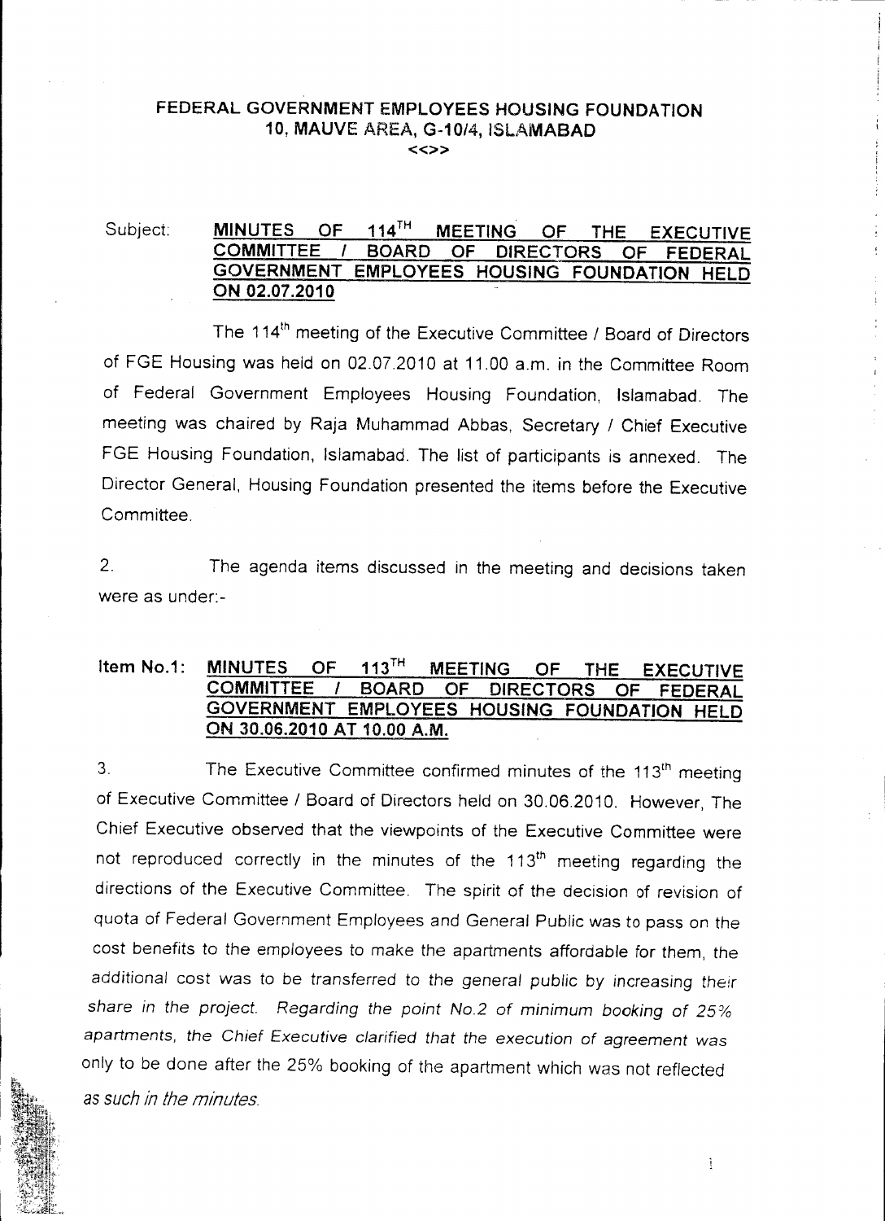# FEDERAL GOVERNMENT EMPLOYEES HOUSING FOUNDATION
## 10, MAUVE AREA, G-10/4, ISLAMABAD

<<>>

Subject: **MINUTES OF 114TH MEETING OF THE EXECUTIVE COMMITTEE / BOARD OF DIRECTORS OF FEDERAL GOVERNMENT EMPLOYEES HOUSING FOUNDATION HELD ON 02.07.2010**

The 114th meeting of the Executive Committee / Board of Directors of FGE Housing was held on 02.07.2010 at 11.00 a.m. in the Committee Room of Federal Government Employees Housing Foundation, Islamabad. The meeting was chaired by Raja Muhammad Abbas, Secretary / Chief Executive FGE Housing Foundation, Islamabad. The list of participants is annexed. The Director General, Housing Foundation presented the items before the Executive Committee.

2. The agenda items discussed in the meeting and decisions taken were as under:-

**Item No.1: MINUTES OF 113TH MEETING OF THE EXECUTIVE COMMITTEE / BOARD OF DIRECTORS OF FEDERAL GOVERNMENT EMPLOYEES HOUSING FOUNDATION HELD ON 30.06.2010 AT 10.00 A.M.**

3. The Executive Committee confirmed minutes of the 113th meeting of Executive Committee / Board of Directors held on 30.06.2010. However, The Chief Executive observed that the viewpoints of the Executive Committee were not reproduced correctly in the minutes of the 113th meeting regarding the directions of the Executive Committee. The spirit of the decision of revision of quota of Federal Government Employees and General Public was to pass on the cost benefits to the employees to make the apartments affordable for them, the additional cost was to be transferred to the general public by increasing their share in the project. Regarding the point No.2 of minimum booking of 25% apartments, the Chief Executive clarified that the execution of agreement was only to be done after the 25% booking of the apartment which was not reflected as such in the minutes.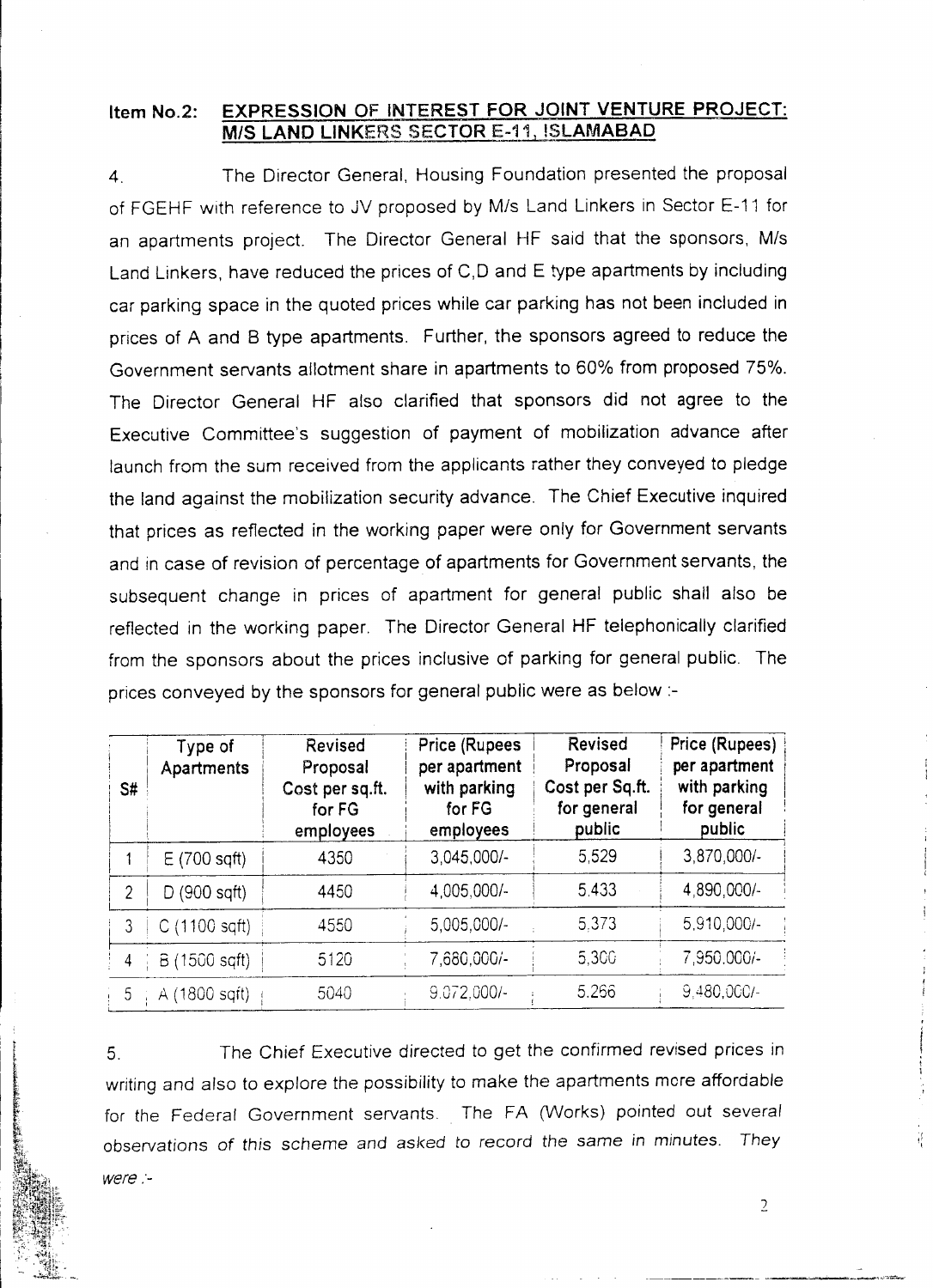**Item No.2: EXPRESSION OF INTEREST FOR JOINT VENTURE PROJECT: M/S LAND LINKERS SECTOR E-11, ISLAMABAD**

4. The Director General, Housing Foundation presented the proposal of FGEHF with reference to JV proposed by M/s Land Linkers in Sector E-11 for an apartments project. The Director General HF said that the sponsors, M/s Land Linkers, have reduced the prices of C,D and E type apartments by including car parking space in the quoted prices while car parking has not been included in prices of A and B type apartments. Further, the sponsors agreed to reduce the Government servants allotment share in apartments to 60% from proposed 75%. The Director General HF also clarified that sponsors did not agree to the Executive Committee's suggestion of payment of mobilization advance after launch from the sum received from the applicants rather they conveyed to pledge the land against the mobilization security advance. The Chief Executive inquired that prices as reflected in the working paper were only for Government servants and in case of revision of percentage of apartments for Government servants, the subsequent change in prices of apartment for general public shall also be reflected in the working paper. The Director General HF telephonically clarified from the sponsors about the prices inclusive of parking for general public. The prices conveyed by the sponsors for general public were as below :-

| S# | Type of Apartments | Revised Proposal Cost per sq.ft. for FG employees | Price (Rupees per apartment with parking for FG employees | Revised Proposal Cost per Sq.ft. for general public | Price (Rupees) per apartment with parking for general public |
|---|---|---|---|---|---|
| 1 | E (700 sqft) | 4350 | 3,045,000/- | 5,529 | 3,870,000/- |
| 2 | D (900 sqft) | 4450 | 4,005,000/- | 5,433 | 4,890,000/- |
| 3 | C (1100 sqft) | 4550 | 5,005,000/- | 5,373 | 5,910,000/- |
| 4 | B (1500 sqft) | 5120 | 7,680,000/- | 5,300 | 7,950,000/- |
| 5 | A (1800 sqft) | 5040 | 9,072,000/- | 5,266 | 9,480,000/- |

5. The Chief Executive directed to get the confirmed revised prices in writing and also to explore the possibility to make the apartments more affordable for the Federal Government servants. The FA (Works) pointed out several observations of this scheme and asked to record the same in minutes. They were :-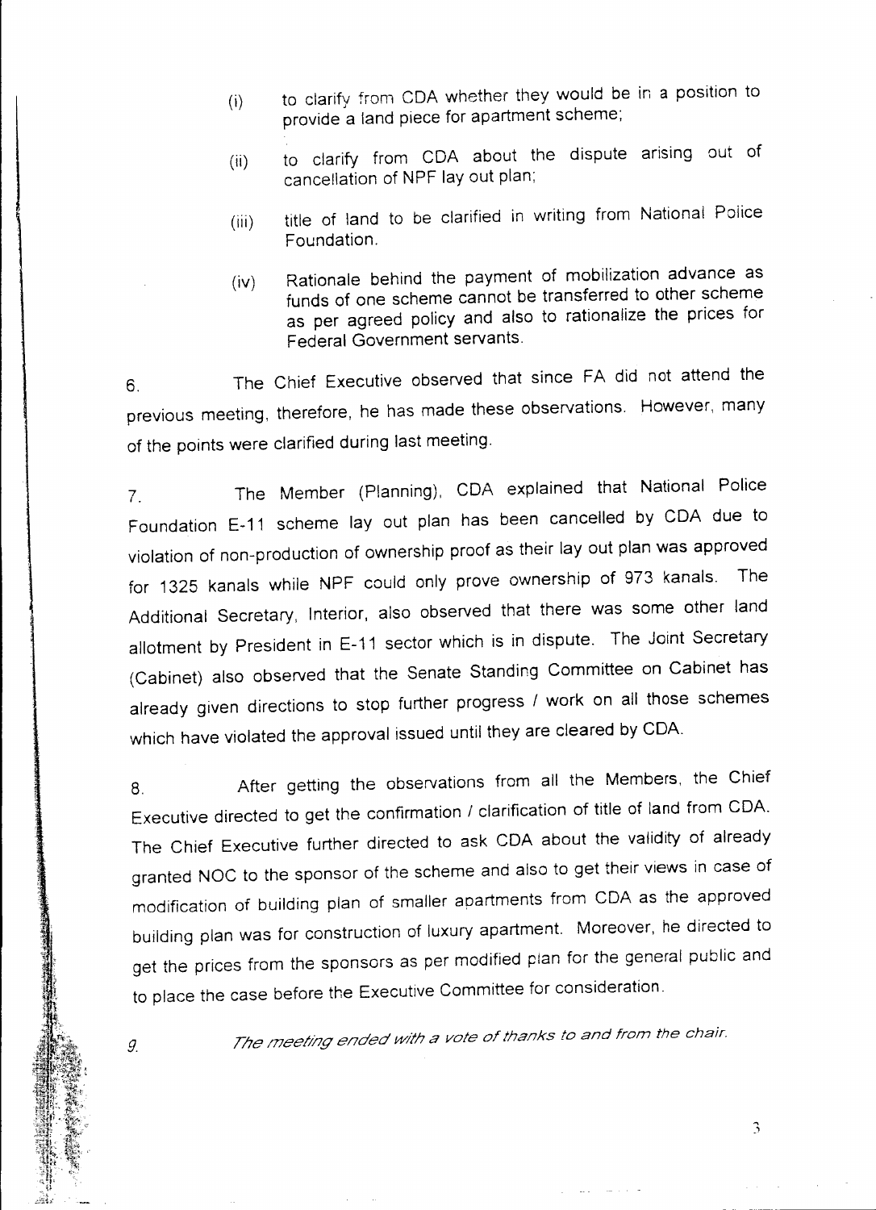(i) to clarify from CDA whether they would be in a position to provide a land piece for apartment scheme;

(ii) to clarify from CDA about the dispute arising out of cancellation of NPF lay out plan;

(iii) title of land to be clarified in writing from National Police Foundation.

(iv) Rationale behind the payment of mobilization advance as funds of one scheme cannot be transferred to other scheme as per agreed policy and also to rationalize the prices for Federal Government servants.

6. The Chief Executive observed that since FA did not attend the previous meeting, therefore, he has made these observations. However, many of the points were clarified during last meeting.

7. The Member (Planning), CDA explained that National Police Foundation E-11 scheme lay out plan has been cancelled by CDA due to violation of non-production of ownership proof as their lay out plan was approved for 1325 kanals while NPF could only prove ownership of 973 kanals. The Additional Secretary, Interior, also observed that there was some other land allotment by President in E-11 sector which is in dispute. The Joint Secretary (Cabinet) also observed that the Senate Standing Committee on Cabinet has already given directions to stop further progress / work on all those schemes which have violated the approval issued until they are cleared by CDA.

8. After getting the observations from all the Members, the Chief Executive directed to get the confirmation / clarification of title of land from CDA. The Chief Executive further directed to ask CDA about the validity of already granted NOC to the sponsor of the scheme and also to get their views in case of modification of building plan of smaller apartments from CDA as the approved building plan was for construction of luxury apartment. Moreover, he directed to get the prices from the sponsors as per modified plan for the general public and to place the case before the Executive Committee for consideration.

9. *The meeting ended with a vote of thanks to and from the chair.*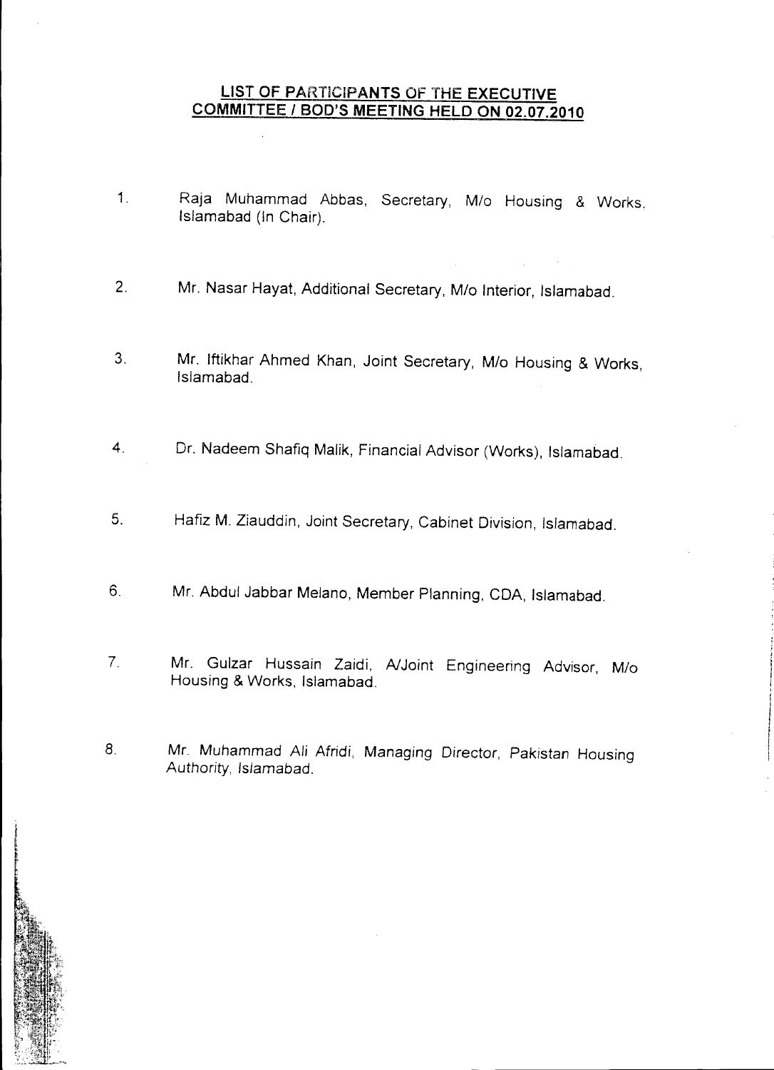## LIST OF PARTICIPANTS OF THE EXECUTIVE COMMITTEE / BOD'S MEETING HELD ON 02.07.2010

1. Raja Muhammad Abbas, Secretary, M/o Housing & Works, Islamabad (In Chair).

2. Mr. Nasar Hayat, Additional Secretary, M/o Interior, Islamabad.

3. Mr. Iftikhar Ahmed Khan, Joint Secretary, M/o Housing & Works, Islamabad.

4. Dr. Nadeem Shafiq Malik, Financial Advisor (Works), Islamabad.

5. Hafiz M. Ziauddin, Joint Secretary, Cabinet Division, Islamabad.

6. Mr. Abdul Jabbar Melano, Member Planning, CDA, Islamabad.

7. Mr. Gulzar Hussain Zaidi, A/Joint Engineering Advisor, M/o Housing & Works, Islamabad.

8. Mr. Muhammad Ali Afridi, Managing Director, Pakistan Housing Authority, Islamabad.